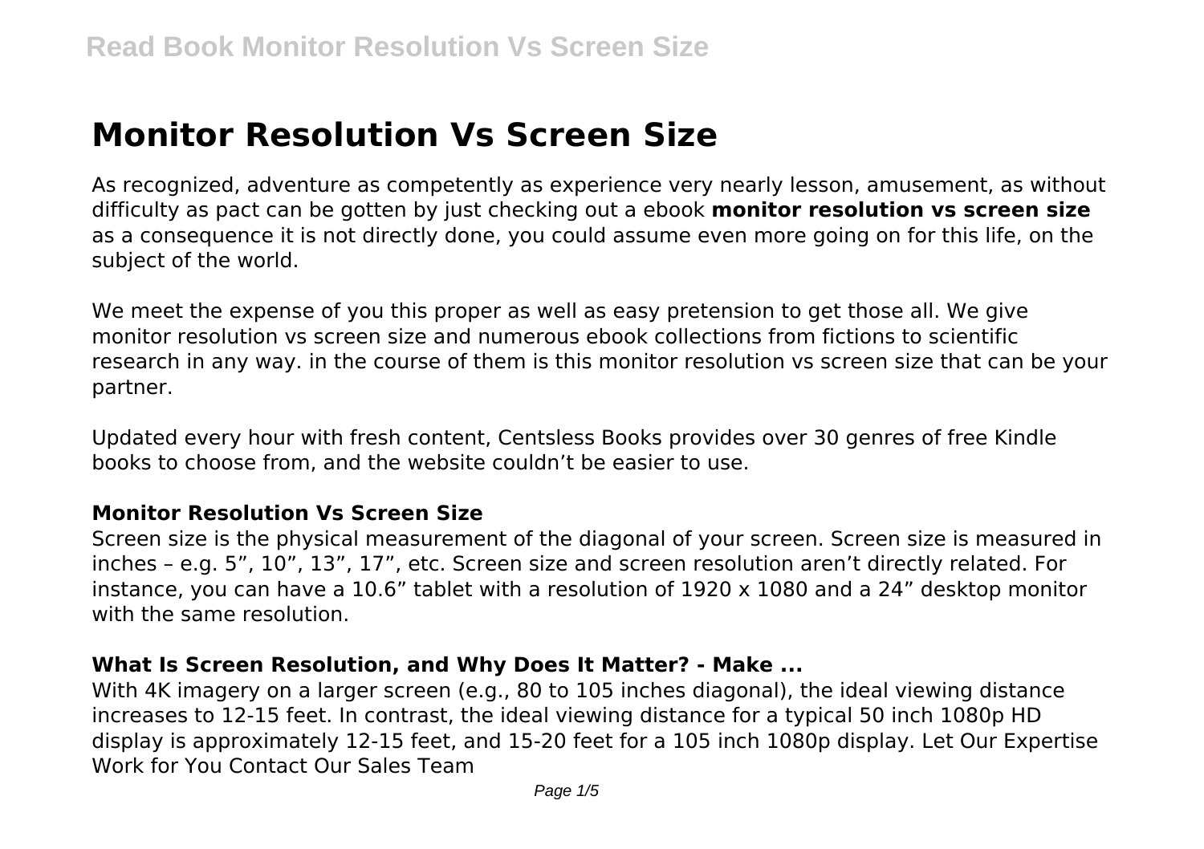# Monitor Resolution Vs Screen Size

As recognized, adventure as competently as experience very nearly lesson, amusement, as without difficulty as pact can be gotten by just checking out a ebook **monitor resolution vs screen size** as a consequence it is not directly done, you could assume even more going on for this life, on the subject of the world.

We meet the expense of you this proper as well as easy pretension to get those all. We give monitor resolution vs screen size and numerous ebook collections from fictions to scientific research in any way. in the course of them is this monitor resolution vs screen size that can be your partner.

Updated every hour with fresh content, Centsless Books provides over 30 genres of free Kindle books to choose from, and the website couldn't be easier to use.

### Monitor Resolution Vs Screen Size

Screen size is the physical measurement of the diagonal of your screen. Screen size is measured in inches – e.g. 5", 10", 13", 17", etc. Screen size and screen resolution aren't directly related. For instance, you can have a 10.6" tablet with a resolution of 1920 x 1080 and a 24" desktop monitor with the same resolution.

### What Is Screen Resolution, and Why Does It Matter? - Make ...

With 4K imagery on a larger screen (e.g., 80 to 105 inches diagonal), the ideal viewing distance increases to 12-15 feet. In contrast, the ideal viewing distance for a typical 50 inch 1080p HD display is approximately 12-15 feet, and 15-20 feet for a 105 inch 1080p display. Let Our Expertise Work for You Contact Our Sales Team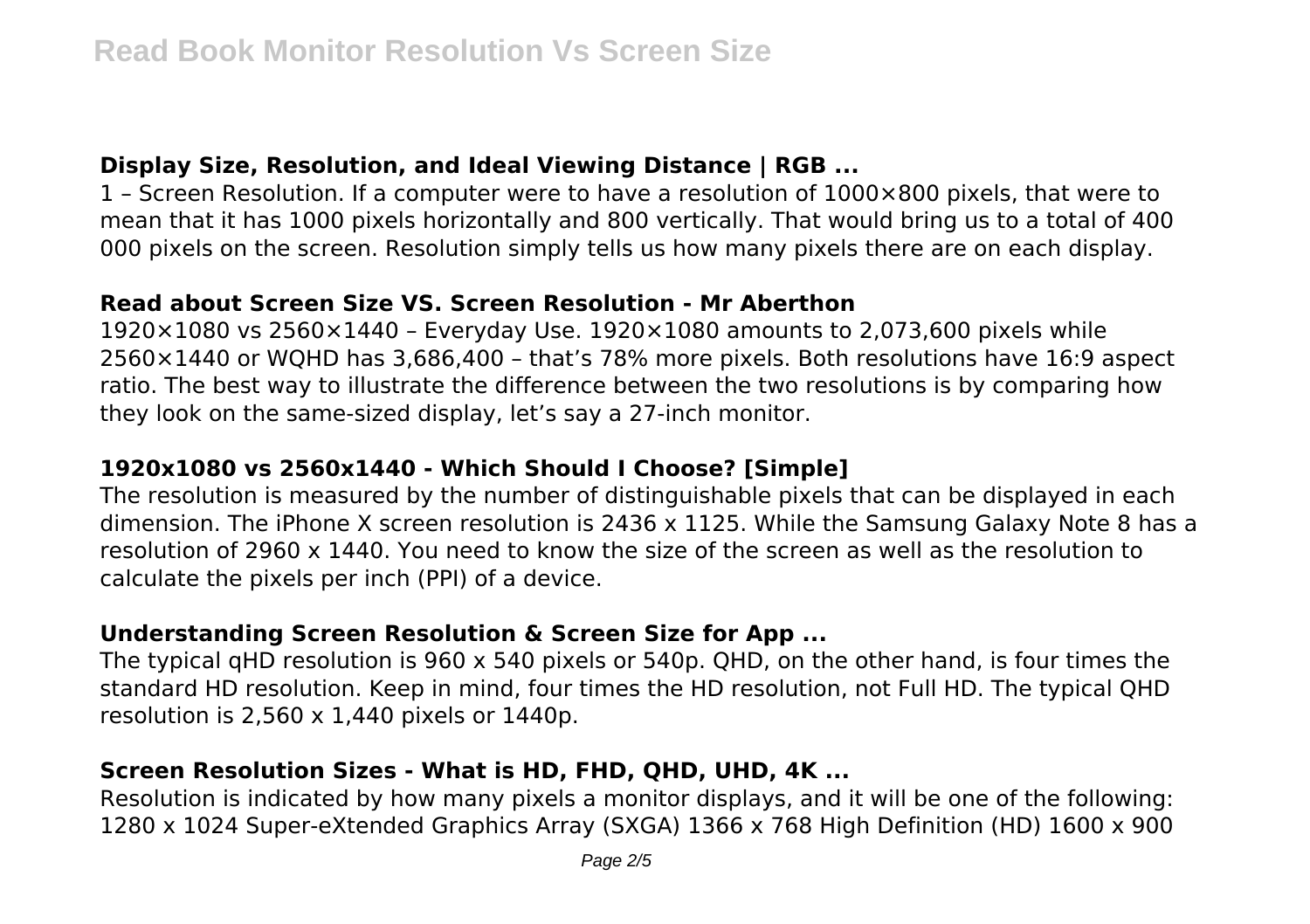### Display Size, Resolution, and Ideal Viewing Distance | RGB ...

1 – Screen Resolution. If a computer were to have a resolution of 1000×800 pixels, that were to mean that it has 1000 pixels horizontally and 800 vertically. That would bring us to a total of 400 000 pixels on the screen. Resolution simply tells us how many pixels there are on each display.

### Read about Screen Size VS. Screen Resolution - Mr Aberthon

1920×1080 vs 2560×1440 – Everyday Use. 1920×1080 amounts to 2,073,600 pixels while 2560×1440 or WQHD has 3,686,400 – that's 78% more pixels. Both resolutions have 16:9 aspect ratio. The best way to illustrate the difference between the two resolutions is by comparing how they look on the same-sized display, let's say a 27-inch monitor.

### 1920x1080 vs 2560x1440 - Which Should I Choose? [Simple]

The resolution is measured by the number of distinguishable pixels that can be displayed in each dimension. The iPhone X screen resolution is 2436 x 1125. While the Samsung Galaxy Note 8 has a resolution of 2960 x 1440. You need to know the size of the screen as well as the resolution to calculate the pixels per inch (PPI) of a device.

### Understanding Screen Resolution & Screen Size for App ...

The typical qHD resolution is 960 x 540 pixels or 540p. QHD, on the other hand, is four times the standard HD resolution. Keep in mind, four times the HD resolution, not Full HD. The typical QHD resolution is 2,560 x 1,440 pixels or 1440p.

### Screen Resolution Sizes - What is HD, FHD, QHD, UHD, 4K ...

Resolution is indicated by how many pixels a monitor displays, and it will be one of the following: 1280 x 1024 Super-eXtended Graphics Array (SXGA) 1366 x 768 High Definition (HD) 1600 x 900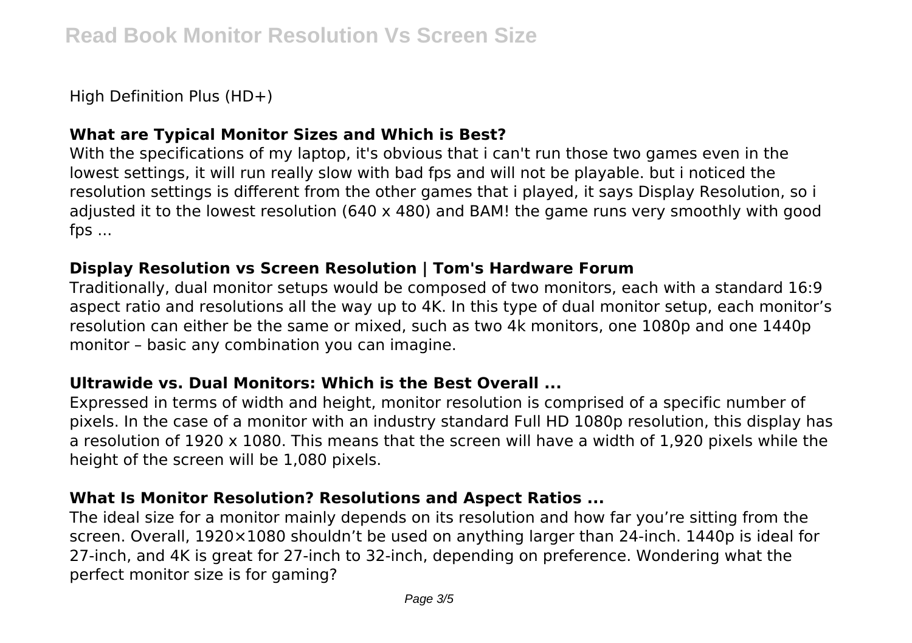High Definition Plus (HD+)

### What are Typical Monitor Sizes and Which is Best?

With the specifications of my laptop, it's obvious that i can't run those two games even in the lowest settings, it will run really slow with bad fps and will not be playable. but i noticed the resolution settings is different from the other games that i played, it says Display Resolution, so i adjusted it to the lowest resolution (640 x 480) and BAM! the game runs very smoothly with good fps ...

### Display Resolution vs Screen Resolution | Tom's Hardware Forum

Traditionally, dual monitor setups would be composed of two monitors, each with a standard 16:9 aspect ratio and resolutions all the way up to 4K. In this type of dual monitor setup, each monitor's resolution can either be the same or mixed, such as two 4k monitors, one 1080p and one 1440p monitor – basic any combination you can imagine.

### Ultrawide vs. Dual Monitors: Which is the Best Overall ...

Expressed in terms of width and height, monitor resolution is comprised of a specific number of pixels. In the case of a monitor with an industry standard Full HD 1080p resolution, this display has a resolution of 1920 x 1080. This means that the screen will have a width of 1,920 pixels while the height of the screen will be 1,080 pixels.

### What Is Monitor Resolution? Resolutions and Aspect Ratios ...

The ideal size for a monitor mainly depends on its resolution and how far you're sitting from the screen. Overall, 1920×1080 shouldn't be used on anything larger than 24-inch. 1440p is ideal for 27-inch, and 4K is great for 27-inch to 32-inch, depending on preference. Wondering what the perfect monitor size is for gaming?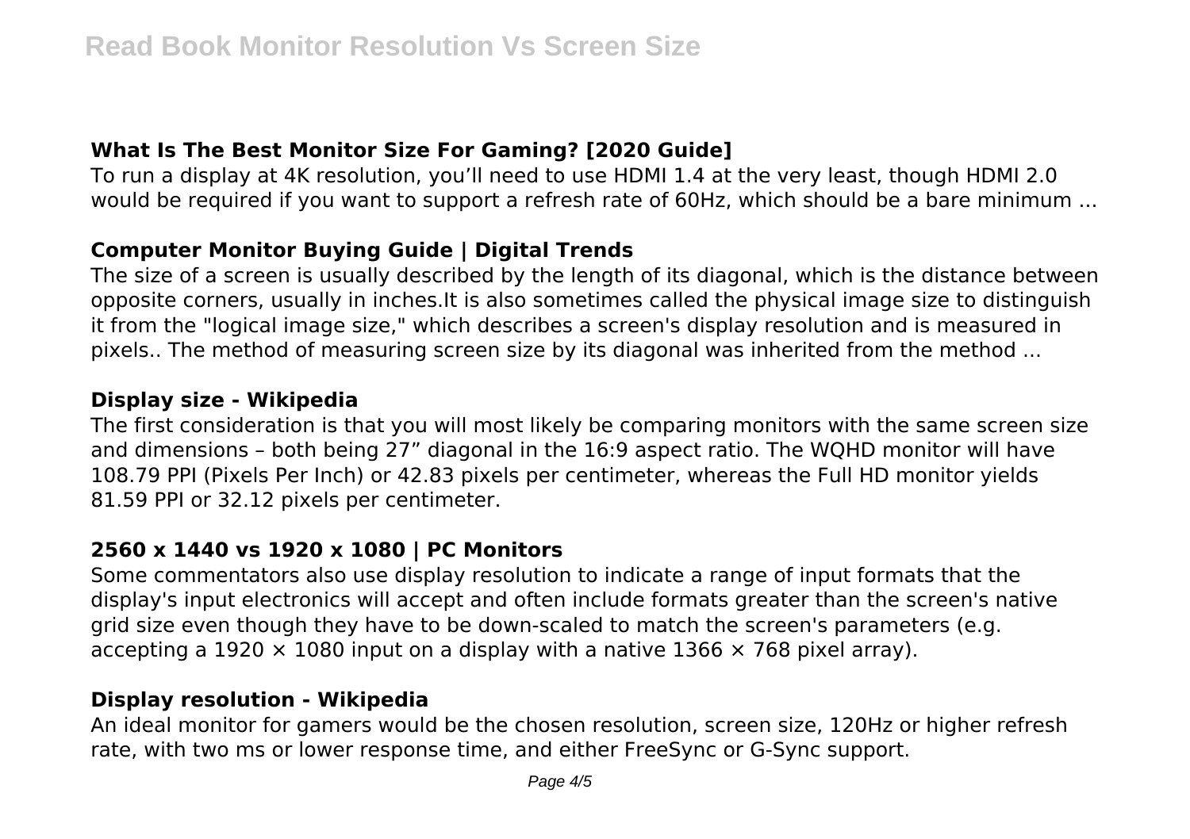### What Is The Best Monitor Size For Gaming? [2020 Guide]

To run a display at 4K resolution, you’ll need to use HDMI 1.4 at the very least, though HDMI 2.0 would be required if you want to support a refresh rate of 60Hz, which should be a bare minimum ...

### Computer Monitor Buying Guide | Digital Trends

The size of a screen is usually described by the length of its diagonal, which is the distance between opposite corners, usually in inches.It is also sometimes called the physical image size to distinguish it from the "logical image size," which describes a screen's display resolution and is measured in pixels.. The method of measuring screen size by its diagonal was inherited from the method ...

### Display size - Wikipedia

The first consideration is that you will most likely be comparing monitors with the same screen size and dimensions – both being 27” diagonal in the 16:9 aspect ratio. The WQHD monitor will have 108.79 PPI (Pixels Per Inch) or 42.83 pixels per centimeter, whereas the Full HD monitor yields 81.59 PPI or 32.12 pixels per centimeter.

### 2560 x 1440 vs 1920 x 1080 | PC Monitors

Some commentators also use display resolution to indicate a range of input formats that the display's input electronics will accept and often include formats greater than the screen's native grid size even though they have to be down-scaled to match the screen's parameters (e.g. accepting a 1920 × 1080 input on a display with a native 1366 × 768 pixel array).

### Display resolution - Wikipedia

An ideal monitor for gamers would be the chosen resolution, screen size, 120Hz or higher refresh rate, with two ms or lower response time, and either FreeSync or G-Sync support.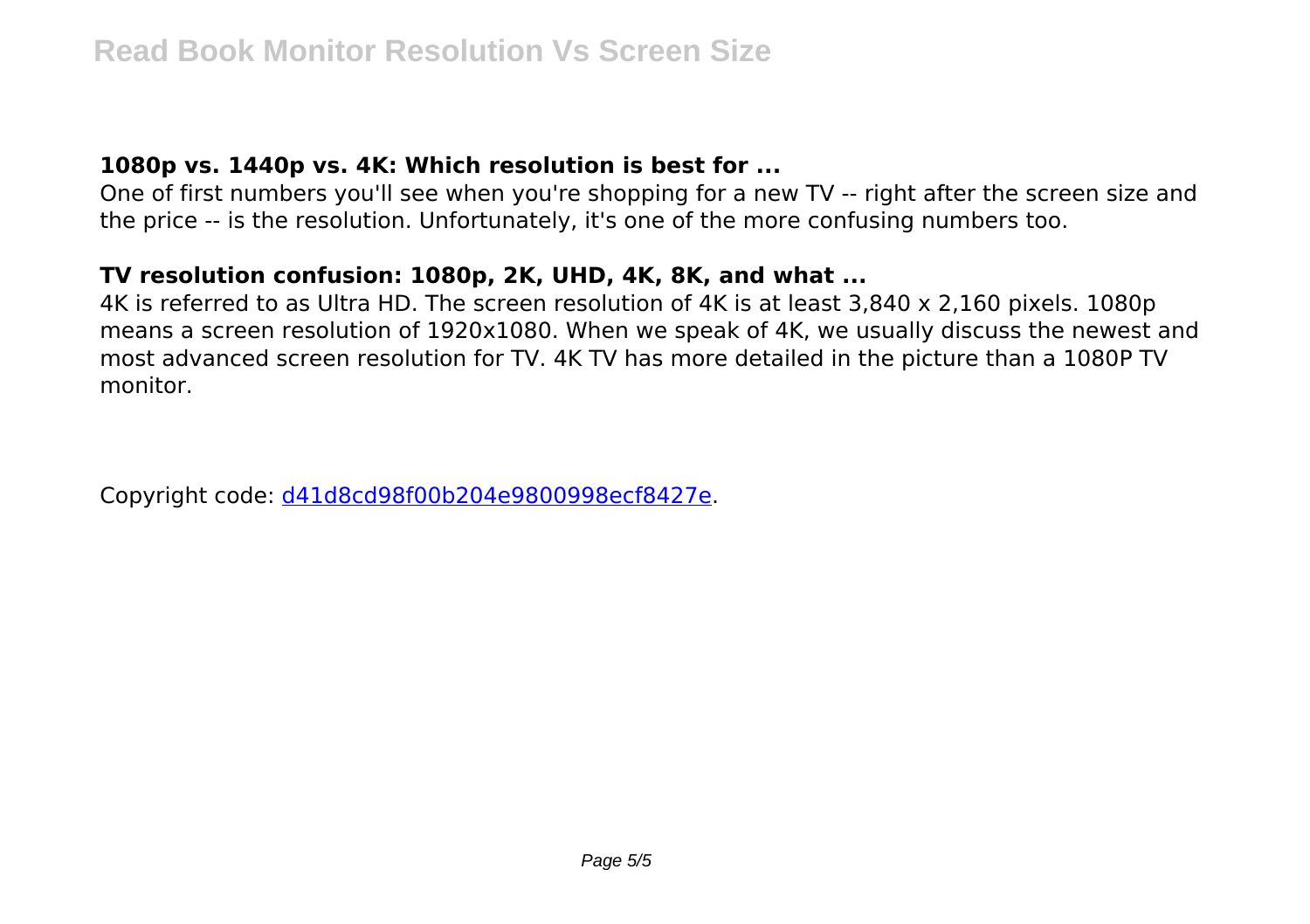**1080p vs. 1440p vs. 4K: Which resolution is best for ...**

One of first numbers you'll see when you're shopping for a new TV -- right after the screen size and the price -- is the resolution. Unfortunately, it's one of the more confusing numbers too.

**TV resolution confusion: 1080p, 2K, UHD, 4K, 8K, and what ...**

4K is referred to as Ultra HD. The screen resolution of 4K is at least 3,840 x 2,160 pixels. 1080p means a screen resolution of 1920x1080. When we speak of 4K, we usually discuss the newest and most advanced screen resolution for TV. 4K TV has more detailed in the picture than a 1080P TV monitor.

Copyright code: d41d8cd98f00b204e9800998ecf8427e.